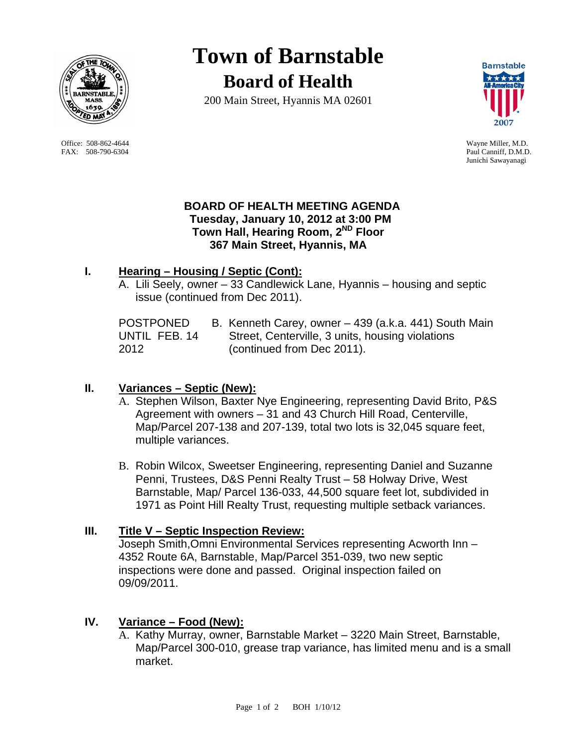# Town of Barnstable
## Board of Health

200 Main Street, Hyannis MA 02601

Office: 508-862-4644
FAX: 508-790-6304

Wayne Miller, M.D.
Paul Canniff, D.M.D.
Junichi Sawayanagi

**BOARD OF HEALTH MEETING AGENDA**
**Tuesday, January 10, 2012 at 3:00 PM**
**Town Hall, Hearing Room, 2[ND] Floor**
**367 Main Street, Hyannis, MA**

## I. Hearing – Housing / Septic (Cont):

A. Lili Seely, owner – 33 Candlewick Lane, Hyannis – housing and septic issue (continued from Dec 2011).

POSTPONED UNTIL FEB. 14 2012 — B. Kenneth Carey, owner – 439 (a.k.a. 441) South Main Street, Centerville, 3 units, housing violations (continued from Dec 2011).

## II. Variances – Septic (New):

A. Stephen Wilson, Baxter Nye Engineering, representing David Brito, P&S Agreement with owners – 31 and 43 Church Hill Road, Centerville, Map/Parcel 207-138 and 207-139, total two lots is 32,045 square feet, multiple variances.

B. Robin Wilcox, Sweetser Engineering, representing Daniel and Suzanne Penni, Trustees, D&S Penni Realty Trust – 58 Holway Drive, West Barnstable, Map/ Parcel 136-033, 44,500 square feet lot, subdivided in 1971 as Point Hill Realty Trust, requesting multiple setback variances.

## III. Title V – Septic Inspection Review:

Joseph Smith,Omni Environmental Services representing Acworth Inn – 4352 Route 6A, Barnstable, Map/Parcel 351-039, two new septic inspections were done and passed. Original inspection failed on 09/09/2011.

## IV. Variance – Food (New):

A. Kathy Murray, owner, Barnstable Market – 3220 Main Street, Barnstable, Map/Parcel 300-010, grease trap variance, has limited menu and is a small market.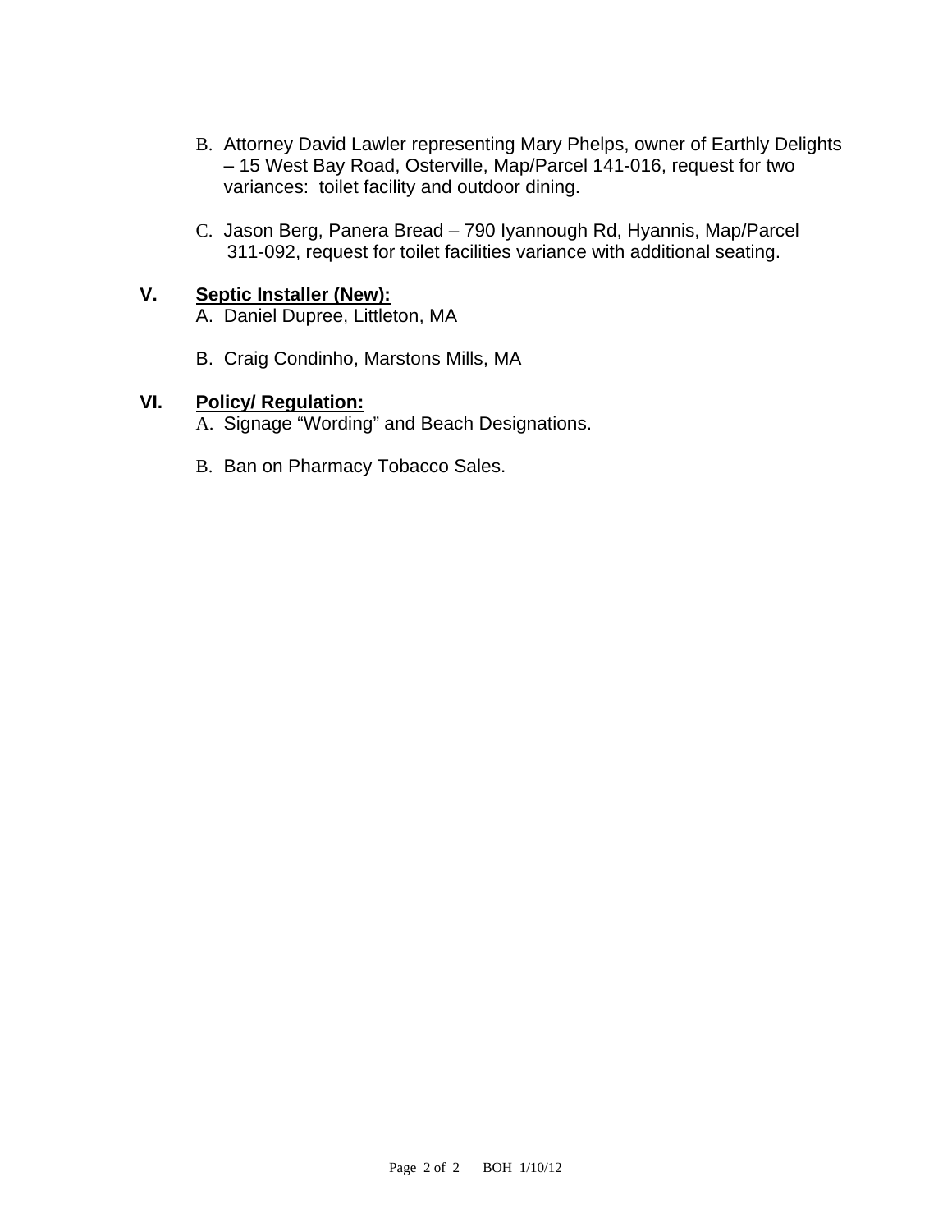B. Attorney David Lawler representing Mary Phelps, owner of Earthly Delights – 15 West Bay Road, Osterville, Map/Parcel 141-016, request for two variances: toilet facility and outdoor dining.

C. Jason Berg, Panera Bread – 790 Iyannough Rd, Hyannis, Map/Parcel 311-092, request for toilet facilities variance with additional seating.

## V. Septic Installer (New):

A. Daniel Dupree, Littleton, MA

B. Craig Condinho, Marstons Mills, MA

## VI. Policy/ Regulation:

A. Signage "Wording" and Beach Designations.

B. Ban on Pharmacy Tobacco Sales.